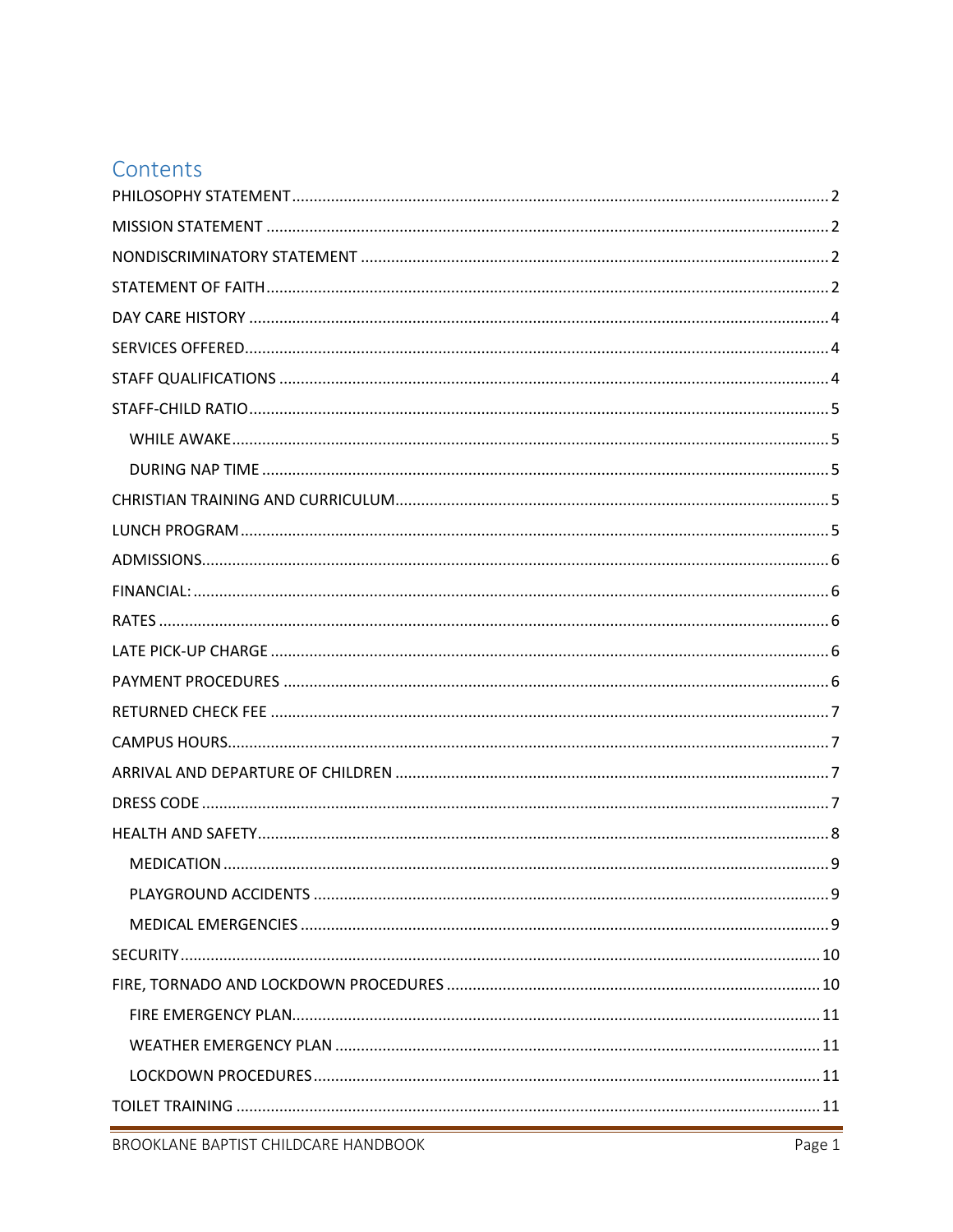# Contents

- PHILOSOPHY STATEMENT .......... 2
- MISSION STATEMENT .......... 2
- NONDISCRIMINATORY STATEMENT .......... 2
- STATEMENT OF FAITH .......... 2
- DAY CARE HISTORY .......... 4
- SERVICES OFFERED .......... 4
- STAFF QUALIFICATIONS .......... 4
- STAFF-CHILD RATIO .......... 5
  - WHILE AWAKE .......... 5
  - DURING NAP TIME .......... 5
- CHRISTIAN TRAINING AND CURRICULUM .......... 5
- LUNCH PROGRAM .......... 5
- ADMISSIONS .......... 6
- FINANCIAL: .......... 6
- RATES .......... 6
- LATE PICK-UP CHARGE .......... 6
- PAYMENT PROCEDURES .......... 6
- RETURNED CHECK FEE .......... 7
- CAMPUS HOURS .......... 7
- ARRIVAL AND DEPARTURE OF CHILDREN .......... 7
- DRESS CODE .......... 7
- HEALTH AND SAFETY .......... 8
  - MEDICATION .......... 9
  - PLAYGROUND ACCIDENTS .......... 9
  - MEDICAL EMERGENCIES .......... 9
- SECURITY .......... 10
- FIRE, TORNADO AND LOCKDOWN PROCEDURES .......... 10
  - FIRE EMERGENCY PLAN .......... 11
  - WEATHER EMERGENCY PLAN .......... 11
  - LOCKDOWN PROCEDURES .......... 11
- TOILET TRAINING .......... 11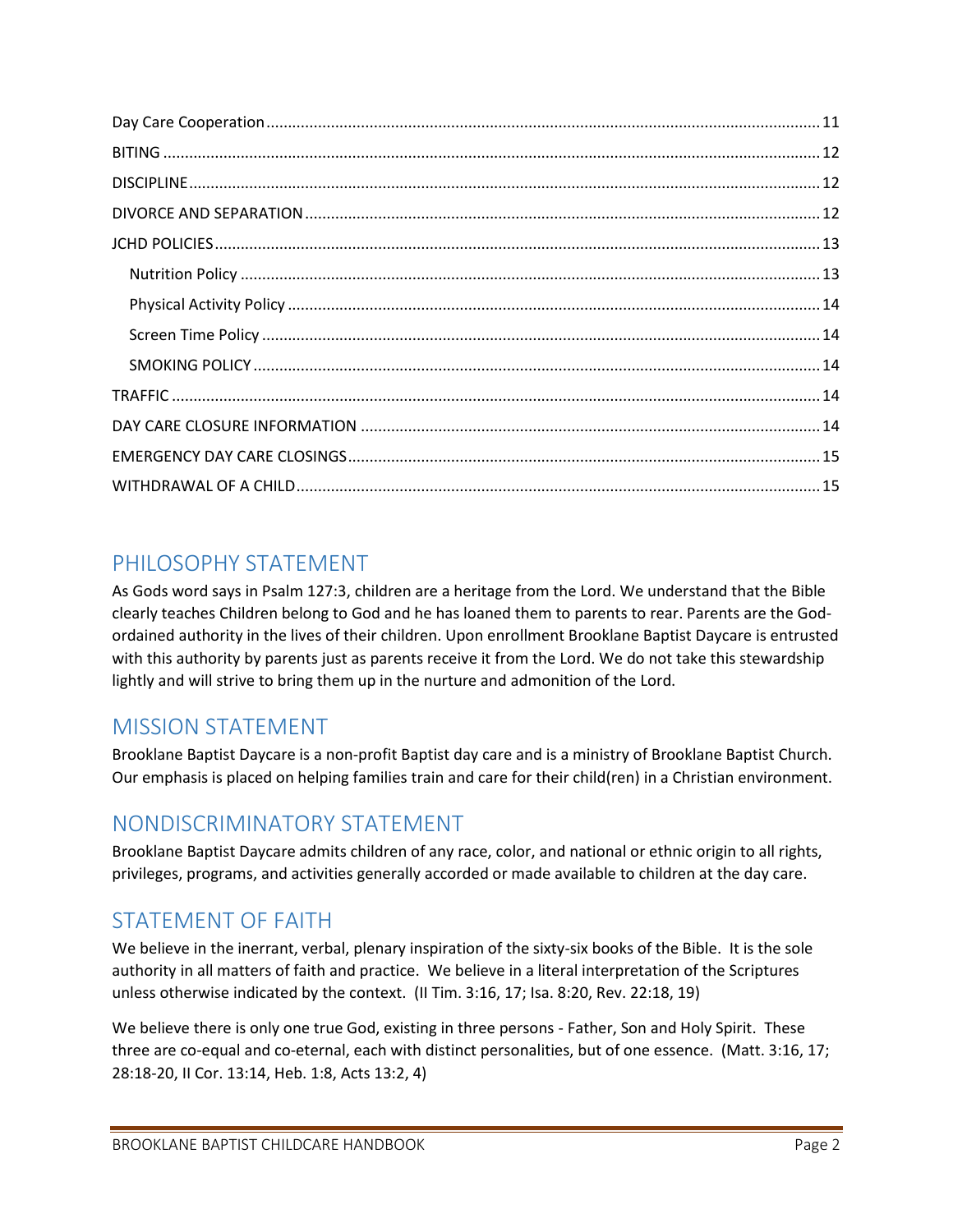Day Care Cooperation ....................................................................................................................... 11

BITING ............................................................................................................................................... 12

DISCIPLINE......................................................................................................................................... 12

DIVORCE AND SEPARATION ............................................................................................................. 12

JCHD POLICIES ................................................................................................................................... 13

- Nutrition Policy ............................................................................................................................. 13
- Physical Activity Policy .................................................................................................................. 14
- Screen Time Policy ........................................................................................................................ 14
- SMOKING POLICY ......................................................................................................................... 14

TRAFFIC ............................................................................................................................................. 14

DAY CARE CLOSURE INFORMATION ................................................................................................ 14

EMERGENCY DAY CARE CLOSINGS.................................................................................................... 15

WITHDRAWAL OF A CHILD ............................................................................................................... 15

## PHILOSOPHY STATEMENT

As Gods word says in Psalm 127:3, children are a heritage from the Lord. We understand that the Bible clearly teaches Children belong to God and he has loaned them to parents to rear. Parents are the God-ordained authority in the lives of their children. Upon enrollment Brooklane Baptist Daycare is entrusted with this authority by parents just as parents receive it from the Lord. We do not take this stewardship lightly and will strive to bring them up in the nurture and admonition of the Lord.

## MISSION STATEMENT

Brooklane Baptist Daycare is a non-profit Baptist day care and is a ministry of Brooklane Baptist Church. Our emphasis is placed on helping families train and care for their child(ren) in a Christian environment.

## NONDISCRIMINATORY STATEMENT

Brooklane Baptist Daycare admits children of any race, color, and national or ethnic origin to all rights, privileges, programs, and activities generally accorded or made available to children at the day care.

## STATEMENT OF FAITH

We believe in the inerrant, verbal, plenary inspiration of the sixty-six books of the Bible. It is the sole authority in all matters of faith and practice. We believe in a literal interpretation of the Scriptures unless otherwise indicated by the context. (II Tim. 3:16, 17; Isa. 8:20, Rev. 22:18, 19)

We believe there is only one true God, existing in three persons - Father, Son and Holy Spirit. These three are co-equal and co-eternal, each with distinct personalities, but of one essence. (Matt. 3:16, 17; 28:18-20, II Cor. 13:14, Heb. 1:8, Acts 13:2, 4)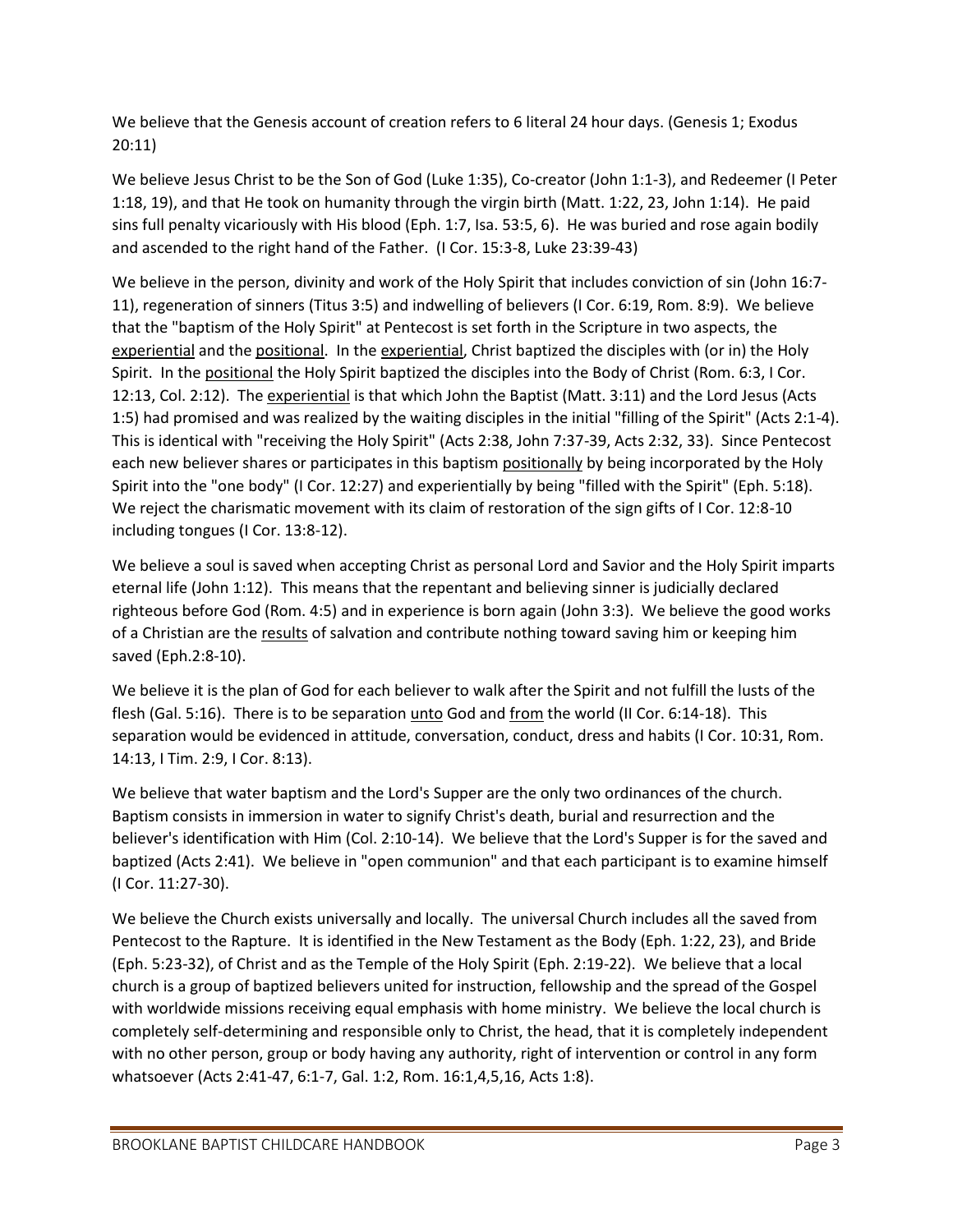We believe that the Genesis account of creation refers to 6 literal 24 hour days. (Genesis 1; Exodus 20:11)

We believe Jesus Christ to be the Son of God (Luke 1:35), Co-creator (John 1:1-3), and Redeemer (I Peter 1:18, 19), and that He took on humanity through the virgin birth (Matt. 1:22, 23, John 1:14). He paid sins full penalty vicariously with His blood (Eph. 1:7, Isa. 53:5, 6). He was buried and rose again bodily and ascended to the right hand of the Father. (I Cor. 15:3-8, Luke 23:39-43)

We believe in the person, divinity and work of the Holy Spirit that includes conviction of sin (John 16:7-11), regeneration of sinners (Titus 3:5) and indwelling of believers (I Cor. 6:19, Rom. 8:9). We believe that the "baptism of the Holy Spirit" at Pentecost is set forth in the Scripture in two aspects, the <u>experiential</u> and the <u>positional</u>. In the <u>experiential</u>, Christ baptized the disciples with (or in) the Holy Spirit. In the <u>positional</u> the Holy Spirit baptized the disciples into the Body of Christ (Rom. 6:3, I Cor. 12:13, Col. 2:12). The <u>experiential</u> is that which John the Baptist (Matt. 3:11) and the Lord Jesus (Acts 1:5) had promised and was realized by the waiting disciples in the initial "filling of the Spirit" (Acts 2:1-4). This is identical with "receiving the Holy Spirit" (Acts 2:38, John 7:37-39, Acts 2:32, 33). Since Pentecost each new believer shares or participates in this baptism <u>positionally</u> by being incorporated by the Holy Spirit into the "one body" (I Cor. 12:27) and experientially by being "filled with the Spirit" (Eph. 5:18). We reject the charismatic movement with its claim of restoration of the sign gifts of I Cor. 12:8-10 including tongues (I Cor. 13:8-12).

We believe a soul is saved when accepting Christ as personal Lord and Savior and the Holy Spirit imparts eternal life (John 1:12). This means that the repentant and believing sinner is judicially declared righteous before God (Rom. 4:5) and in experience is born again (John 3:3). We believe the good works of a Christian are the <u>results</u> of salvation and contribute nothing toward saving him or keeping him saved (Eph.2:8-10).

We believe it is the plan of God for each believer to walk after the Spirit and not fulfill the lusts of the flesh (Gal. 5:16). There is to be separation <u>unto</u> God and <u>from</u> the world (II Cor. 6:14-18). This separation would be evidenced in attitude, conversation, conduct, dress and habits (I Cor. 10:31, Rom. 14:13, I Tim. 2:9, I Cor. 8:13).

We believe that water baptism and the Lord's Supper are the only two ordinances of the church. Baptism consists in immersion in water to signify Christ's death, burial and resurrection and the believer's identification with Him (Col. 2:10-14). We believe that the Lord's Supper is for the saved and baptized (Acts 2:41). We believe in "open communion" and that each participant is to examine himself (I Cor. 11:27-30).

We believe the Church exists universally and locally. The universal Church includes all the saved from Pentecost to the Rapture. It is identified in the New Testament as the Body (Eph. 1:22, 23), and Bride (Eph. 5:23-32), of Christ and as the Temple of the Holy Spirit (Eph. 2:19-22). We believe that a local church is a group of baptized believers united for instruction, fellowship and the spread of the Gospel with worldwide missions receiving equal emphasis with home ministry. We believe the local church is completely self-determining and responsible only to Christ, the head, that it is completely independent with no other person, group or body having any authority, right of intervention or control in any form whatsoever (Acts 2:41-47, 6:1-7, Gal. 1:2, Rom. 16:1,4,5,16, Acts 1:8).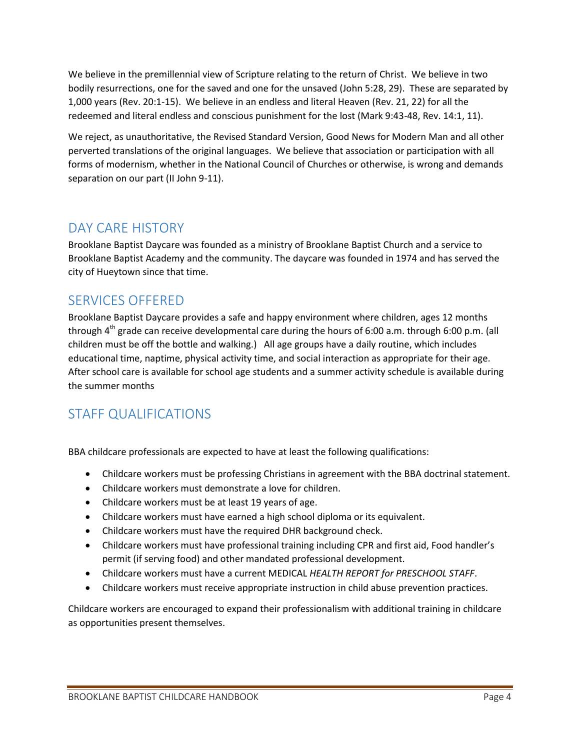We believe in the premillennial view of Scripture relating to the return of Christ. We believe in two bodily resurrections, one for the saved and one for the unsaved (John 5:28, 29). These are separated by 1,000 years (Rev. 20:1-15). We believe in an endless and literal Heaven (Rev. 21, 22) for all the redeemed and literal endless and conscious punishment for the lost (Mark 9:43-48, Rev. 14:1, 11).

We reject, as unauthoritative, the Revised Standard Version, Good News for Modern Man and all other perverted translations of the original languages. We believe that association or participation with all forms of modernism, whether in the National Council of Churches or otherwise, is wrong and demands separation on our part (II John 9-11).

## DAY CARE HISTORY

Brooklane Baptist Daycare was founded as a ministry of Brooklane Baptist Church and a service to Brooklane Baptist Academy and the community. The daycare was founded in 1974 and has served the city of Hueytown since that time.

## SERVICES OFFERED

Brooklane Baptist Daycare provides a safe and happy environment where children, ages 12 months through 4th grade can receive developmental care during the hours of 6:00 a.m. through 6:00 p.m. (all children must be off the bottle and walking.) All age groups have a daily routine, which includes educational time, naptime, physical activity time, and social interaction as appropriate for their age. After school care is available for school age students and a summer activity schedule is available during the summer months

## STAFF QUALIFICATIONS

BBA childcare professionals are expected to have at least the following qualifications:

- Childcare workers must be professing Christians in agreement with the BBA doctrinal statement.
- Childcare workers must demonstrate a love for children.
- Childcare workers must be at least 19 years of age.
- Childcare workers must have earned a high school diploma or its equivalent.
- Childcare workers must have the required DHR background check.
- Childcare workers must have professional training including CPR and first aid, Food handler's permit (if serving food) and other mandated professional development.
- Childcare workers must have a current MEDICAL *HEALTH REPORT for PRESCHOOL STAFF*.
- Childcare workers must receive appropriate instruction in child abuse prevention practices.

Childcare workers are encouraged to expand their professionalism with additional training in childcare as opportunities present themselves.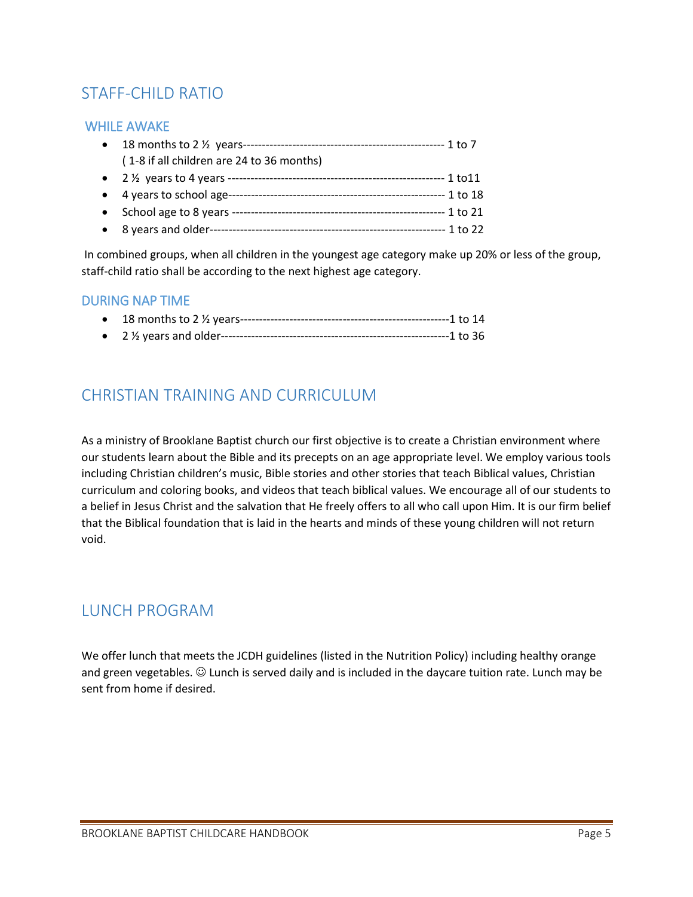## STAFF-CHILD RATIO

### WHILE AWAKE

- 18 months to 2 ½ years---------------------------------------------------- 1 to 7
  ( 1-8 if all children are 24 to 36 months)
- 2 ½ years to 4 years -------------------------------------------------------- 1 to11
- 4 years to school age------------------------------------------------------- 1 to 18
- School age to 8 years ------------------------------------------------------- 1 to 21
- 8 years and older------------------------------------------------------------ 1 to 22

In combined groups, when all children in the youngest age category make up 20% or less of the group, staff-child ratio shall be according to the next highest age category.

### DURING NAP TIME

- 18 months to 2 ½ years------------------------------------------------------1 to 14
- 2 ½ years and older-----------------------------------------------------------1 to 36

## CHRISTIAN TRAINING AND CURRICULUM

As a ministry of Brooklane Baptist church our first objective is to create a Christian environment where our students learn about the Bible and its precepts on an age appropriate level. We employ various tools including Christian children's music, Bible stories and other stories that teach Biblical values, Christian curriculum and coloring books, and videos that teach biblical values. We encourage all of our students to a belief in Jesus Christ and the salvation that He freely offers to all who call upon Him. It is our firm belief that the Biblical foundation that is laid in the hearts and minds of these young children will not return void.

## LUNCH PROGRAM

We offer lunch that meets the JCDH guidelines (listed in the Nutrition Policy) including healthy orange and green vegetables. ☺ Lunch is served daily and is included in the daycare tuition rate. Lunch may be sent from home if desired.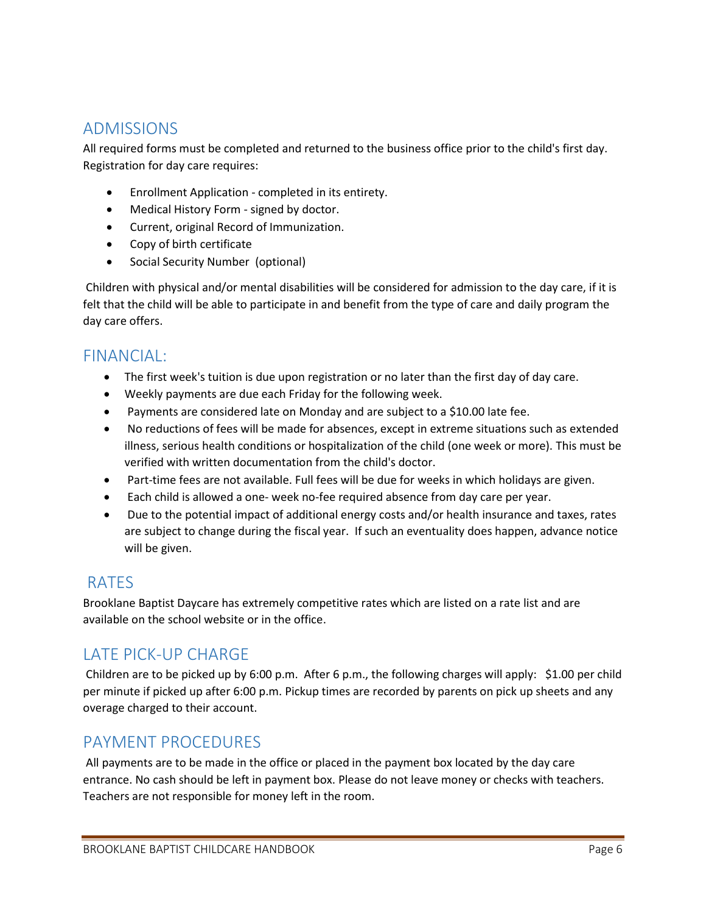## ADMISSIONS

All required forms must be completed and returned to the business office prior to the child's first day. Registration for day care requires:

- Enrollment Application - completed in its entirety.
- Medical History Form - signed by doctor.
- Current, original Record of Immunization.
- Copy of birth certificate
- Social Security Number (optional)

Children with physical and/or mental disabilities will be considered for admission to the day care, if it is felt that the child will be able to participate in and benefit from the type of care and daily program the day care offers.

## FINANCIAL:

- The first week's tuition is due upon registration or no later than the first day of day care.
- Weekly payments are due each Friday for the following week.
- Payments are considered late on Monday and are subject to a $10.00 late fee.
- No reductions of fees will be made for absences, except in extreme situations such as extended illness, serious health conditions or hospitalization of the child (one week or more). This must be verified with written documentation from the child's doctor.
- Part-time fees are not available. Full fees will be due for weeks in which holidays are given.
- Each child is allowed a one- week no-fee required absence from day care per year.
- Due to the potential impact of additional energy costs and/or health insurance and taxes, rates are subject to change during the fiscal year. If such an eventuality does happen, advance notice will be given.

## RATES

Brooklane Baptist Daycare has extremely competitive rates which are listed on a rate list and are available on the school website or in the office.

## LATE PICK-UP CHARGE

Children are to be picked up by 6:00 p.m. After 6 p.m., the following charges will apply: $1.00 per child per minute if picked up after 6:00 p.m. Pickup times are recorded by parents on pick up sheets and any overage charged to their account.

## PAYMENT PROCEDURES

All payments are to be made in the office or placed in the payment box located by the day care entrance. No cash should be left in payment box. Please do not leave money or checks with teachers. Teachers are not responsible for money left in the room.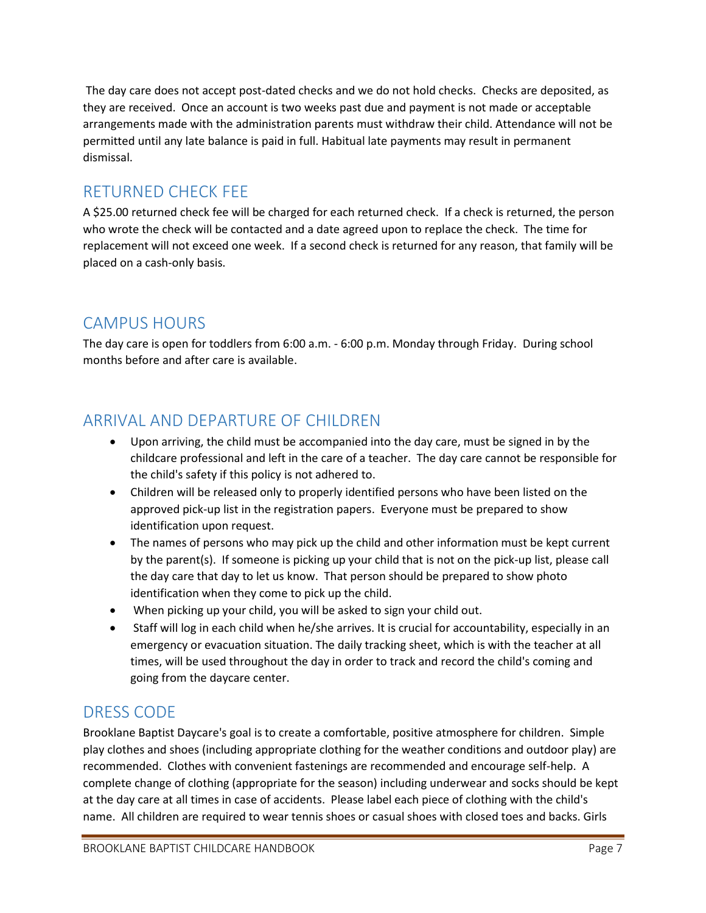The day care does not accept post-dated checks and we do not hold checks. Checks are deposited, as they are received. Once an account is two weeks past due and payment is not made or acceptable arrangements made with the administration parents must withdraw their child. Attendance will not be permitted until any late balance is paid in full. Habitual late payments may result in permanent dismissal.

## RETURNED CHECK FEE

A $25.00 returned check fee will be charged for each returned check. If a check is returned, the person who wrote the check will be contacted and a date agreed upon to replace the check. The time for replacement will not exceed one week. If a second check is returned for any reason, that family will be placed on a cash-only basis.

## CAMPUS HOURS

The day care is open for toddlers from 6:00 a.m. - 6:00 p.m. Monday through Friday. During school months before and after care is available.

## ARRIVAL AND DEPARTURE OF CHILDREN

- Upon arriving, the child must be accompanied into the day care, must be signed in by the childcare professional and left in the care of a teacher. The day care cannot be responsible for the child's safety if this policy is not adhered to.
- Children will be released only to properly identified persons who have been listed on the approved pick-up list in the registration papers. Everyone must be prepared to show identification upon request.
- The names of persons who may pick up the child and other information must be kept current by the parent(s). If someone is picking up your child that is not on the pick-up list, please call the day care that day to let us know. That person should be prepared to show photo identification when they come to pick up the child.
- When picking up your child, you will be asked to sign your child out.
- Staff will log in each child when he/she arrives. It is crucial for accountability, especially in an emergency or evacuation situation. The daily tracking sheet, which is with the teacher at all times, will be used throughout the day in order to track and record the child's coming and going from the daycare center.

## DRESS CODE

Brooklane Baptist Daycare's goal is to create a comfortable, positive atmosphere for children. Simple play clothes and shoes (including appropriate clothing for the weather conditions and outdoor play) are recommended. Clothes with convenient fastenings are recommended and encourage self-help. A complete change of clothing (appropriate for the season) including underwear and socks should be kept at the day care at all times in case of accidents. Please label each piece of clothing with the child's name. All children are required to wear tennis shoes or casual shoes with closed toes and backs. Girls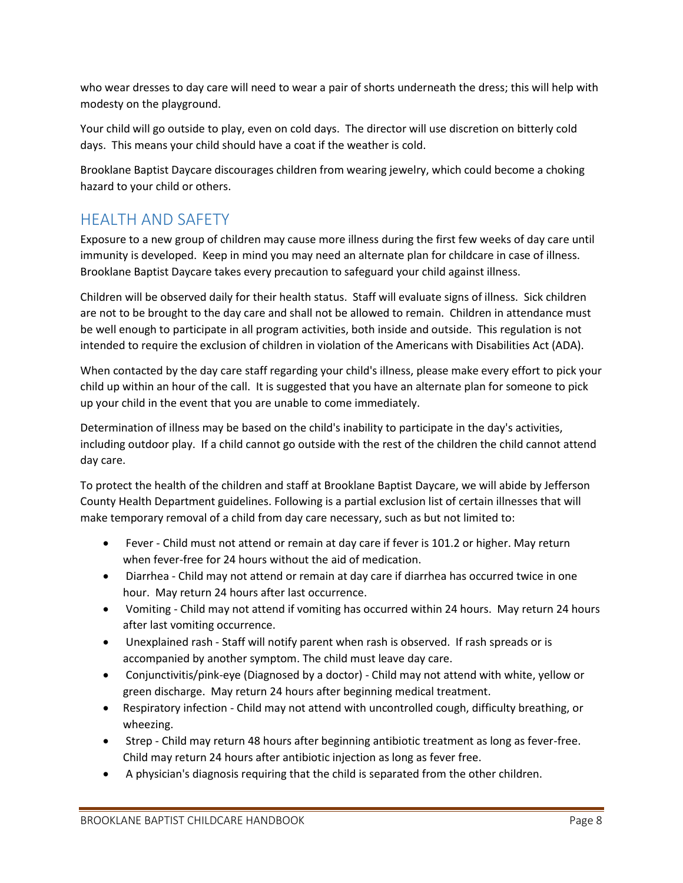who wear dresses to day care will need to wear a pair of shorts underneath the dress; this will help with modesty on the playground.

Your child will go outside to play, even on cold days. The director will use discretion on bitterly cold days. This means your child should have a coat if the weather is cold.

Brooklane Baptist Daycare discourages children from wearing jewelry, which could become a choking hazard to your child or others.

## HEALTH AND SAFETY

Exposure to a new group of children may cause more illness during the first few weeks of day care until immunity is developed. Keep in mind you may need an alternate plan for childcare in case of illness. Brooklane Baptist Daycare takes every precaution to safeguard your child against illness.

Children will be observed daily for their health status. Staff will evaluate signs of illness. Sick children are not to be brought to the day care and shall not be allowed to remain. Children in attendance must be well enough to participate in all program activities, both inside and outside. This regulation is not intended to require the exclusion of children in violation of the Americans with Disabilities Act (ADA).

When contacted by the day care staff regarding your child's illness, please make every effort to pick your child up within an hour of the call. It is suggested that you have an alternate plan for someone to pick up your child in the event that you are unable to come immediately.

Determination of illness may be based on the child's inability to participate in the day's activities, including outdoor play. If a child cannot go outside with the rest of the children the child cannot attend day care.

To protect the health of the children and staff at Brooklane Baptist Daycare, we will abide by Jefferson County Health Department guidelines. Following is a partial exclusion list of certain illnesses that will make temporary removal of a child from day care necessary, such as but not limited to:

- Fever - Child must not attend or remain at day care if fever is 101.2 or higher. May return when fever-free for 24 hours without the aid of medication.
- Diarrhea - Child may not attend or remain at day care if diarrhea has occurred twice in one hour. May return 24 hours after last occurrence.
- Vomiting - Child may not attend if vomiting has occurred within 24 hours. May return 24 hours after last vomiting occurrence.
- Unexplained rash - Staff will notify parent when rash is observed. If rash spreads or is accompanied by another symptom. The child must leave day care.
- Conjunctivitis/pink-eye (Diagnosed by a doctor) - Child may not attend with white, yellow or green discharge. May return 24 hours after beginning medical treatment.
- Respiratory infection - Child may not attend with uncontrolled cough, difficulty breathing, or wheezing.
- Strep - Child may return 48 hours after beginning antibiotic treatment as long as fever-free. Child may return 24 hours after antibiotic injection as long as fever free.
- A physician's diagnosis requiring that the child is separated from the other children.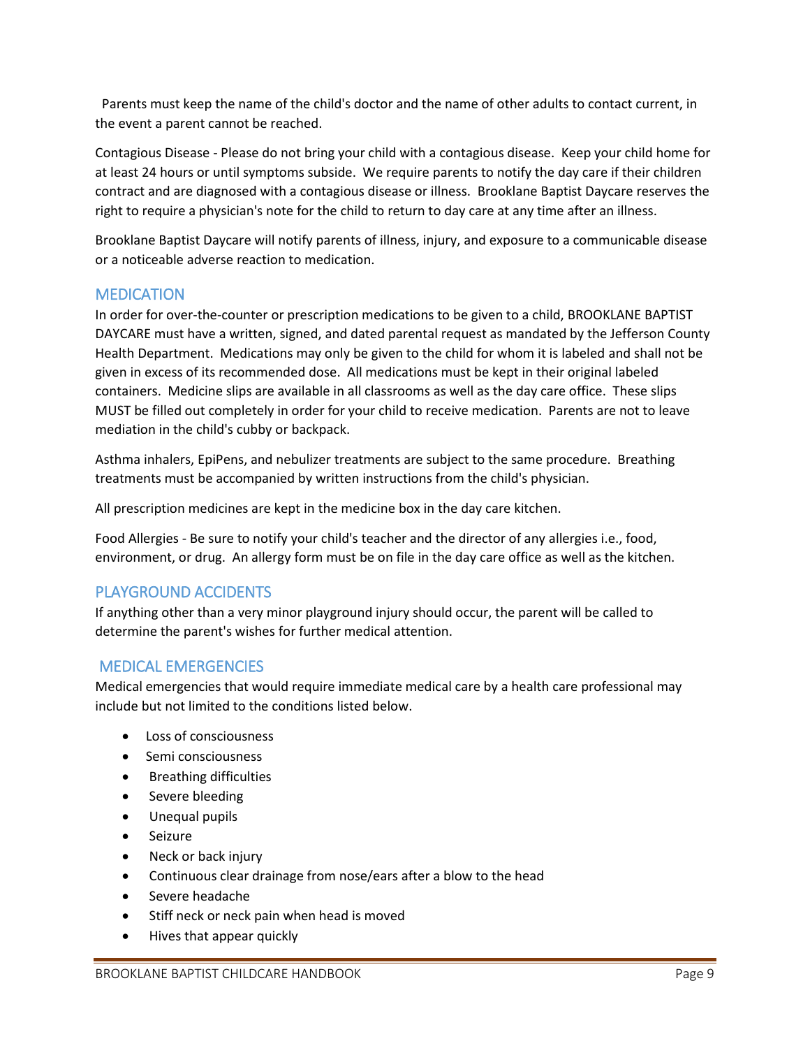Parents must keep the name of the child's doctor and the name of other adults to contact current, in the event a parent cannot be reached.

Contagious Disease - Please do not bring your child with a contagious disease. Keep your child home for at least 24 hours or until symptoms subside. We require parents to notify the day care if their children contract and are diagnosed with a contagious disease or illness. Brooklane Baptist Daycare reserves the right to require a physician's note for the child to return to day care at any time after an illness.

Brooklane Baptist Daycare will notify parents of illness, injury, and exposure to a communicable disease or a noticeable adverse reaction to medication.

## MEDICATION

In order for over-the-counter or prescription medications to be given to a child, BROOKLANE BAPTIST DAYCARE must have a written, signed, and dated parental request as mandated by the Jefferson County Health Department. Medications may only be given to the child for whom it is labeled and shall not be given in excess of its recommended dose. All medications must be kept in their original labeled containers. Medicine slips are available in all classrooms as well as the day care office. These slips MUST be filled out completely in order for your child to receive medication. Parents are not to leave mediation in the child's cubby or backpack.

Asthma inhalers, EpiPens, and nebulizer treatments are subject to the same procedure. Breathing treatments must be accompanied by written instructions from the child's physician.

All prescription medicines are kept in the medicine box in the day care kitchen.

Food Allergies - Be sure to notify your child's teacher and the director of any allergies i.e., food, environment, or drug. An allergy form must be on file in the day care office as well as the kitchen.

## PLAYGROUND ACCIDENTS

If anything other than a very minor playground injury should occur, the parent will be called to determine the parent's wishes for further medical attention.

## MEDICAL EMERGENCIES

Medical emergencies that would require immediate medical care by a health care professional may include but not limited to the conditions listed below.

- Loss of consciousness
- Semi consciousness
- Breathing difficulties
- Severe bleeding
- Unequal pupils
- Seizure
- Neck or back injury
- Continuous clear drainage from nose/ears after a blow to the head
- Severe headache
- Stiff neck or neck pain when head is moved
- Hives that appear quickly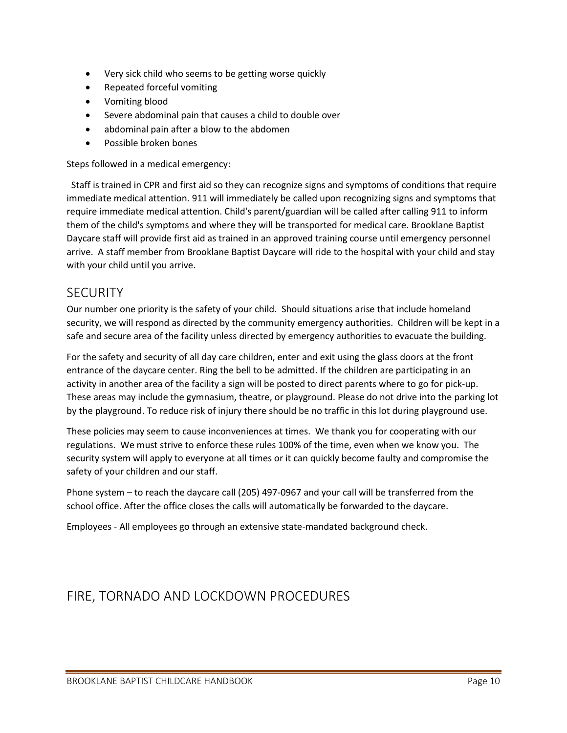- Very sick child who seems to be getting worse quickly
- Repeated forceful vomiting
- Vomiting blood
- Severe abdominal pain that causes a child to double over
- abdominal pain after a blow to the abdomen
- Possible broken bones

Steps followed in a medical emergency:

Staff is trained in CPR and first aid so they can recognize signs and symptoms of conditions that require immediate medical attention. 911 will immediately be called upon recognizing signs and symptoms that require immediate medical attention. Child's parent/guardian will be called after calling 911 to inform them of the child's symptoms and where they will be transported for medical care. Brooklane Baptist Daycare staff will provide first aid as trained in an approved training course until emergency personnel arrive. A staff member from Brooklane Baptist Daycare will ride to the hospital with your child and stay with your child until you arrive.

## SECURITY

Our number one priority is the safety of your child. Should situations arise that include homeland security, we will respond as directed by the community emergency authorities. Children will be kept in a safe and secure area of the facility unless directed by emergency authorities to evacuate the building.

For the safety and security of all day care children, enter and exit using the glass doors at the front entrance of the daycare center. Ring the bell to be admitted. If the children are participating in an activity in another area of the facility a sign will be posted to direct parents where to go for pick-up. These areas may include the gymnasium, theatre, or playground. Please do not drive into the parking lot by the playground. To reduce risk of injury there should be no traffic in this lot during playground use.

These policies may seem to cause inconveniences at times. We thank you for cooperating with our regulations. We must strive to enforce these rules 100% of the time, even when we know you. The security system will apply to everyone at all times or it can quickly become faulty and compromise the safety of your children and our staff.

Phone system – to reach the daycare call (205) 497-0967 and your call will be transferred from the school office. After the office closes the calls will automatically be forwarded to the daycare.

Employees - All employees go through an extensive state-mandated background check.

## FIRE, TORNADO AND LOCKDOWN PROCEDURES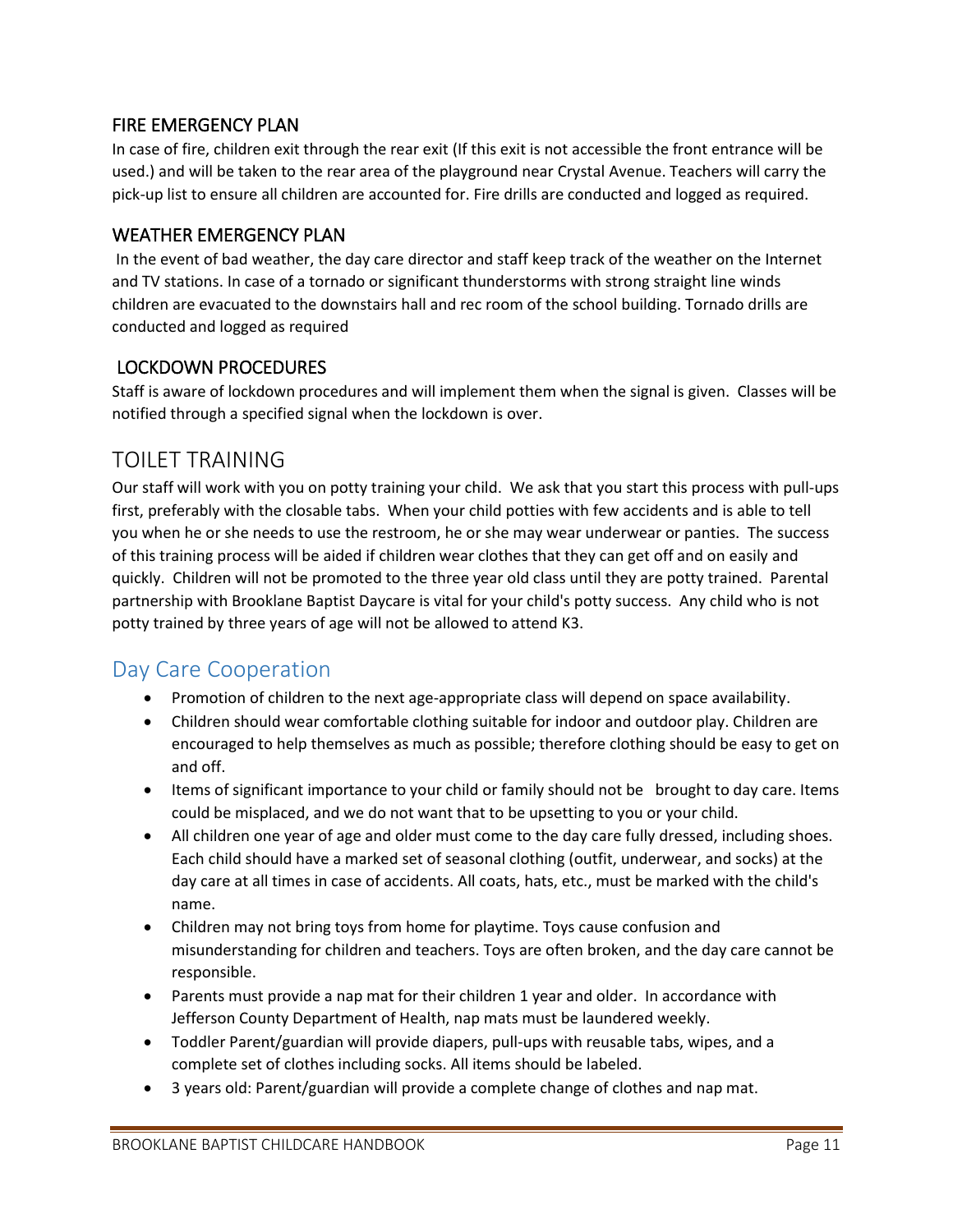### FIRE EMERGENCY PLAN

In case of fire, children exit through the rear exit (If this exit is not accessible the front entrance will be used.) and will be taken to the rear area of the playground near Crystal Avenue. Teachers will carry the pick-up list to ensure all children are accounted for. Fire drills are conducted and logged as required.

### WEATHER EMERGENCY PLAN

In the event of bad weather, the day care director and staff keep track of the weather on the Internet and TV stations. In case of a tornado or significant thunderstorms with strong straight line winds children are evacuated to the downstairs hall and rec room of the school building. Tornado drills are conducted and logged as required

### LOCKDOWN PROCEDURES

Staff is aware of lockdown procedures and will implement them when the signal is given. Classes will be notified through a specified signal when the lockdown is over.

## TOILET TRAINING

Our staff will work with you on potty training your child. We ask that you start this process with pull-ups first, preferably with the closable tabs. When your child potties with few accidents and is able to tell you when he or she needs to use the restroom, he or she may wear underwear or panties. The success of this training process will be aided if children wear clothes that they can get off and on easily and quickly. Children will not be promoted to the three year old class until they are potty trained. Parental partnership with Brooklane Baptist Daycare is vital for your child's potty success. Any child who is not potty trained by three years of age will not be allowed to attend K3.

## Day Care Cooperation

- Promotion of children to the next age-appropriate class will depend on space availability.
- Children should wear comfortable clothing suitable for indoor and outdoor play. Children are encouraged to help themselves as much as possible; therefore clothing should be easy to get on and off.
- Items of significant importance to your child or family should not be brought to day care. Items could be misplaced, and we do not want that to be upsetting to you or your child.
- All children one year of age and older must come to the day care fully dressed, including shoes. Each child should have a marked set of seasonal clothing (outfit, underwear, and socks) at the day care at all times in case of accidents. All coats, hats, etc., must be marked with the child's name.
- Children may not bring toys from home for playtime. Toys cause confusion and misunderstanding for children and teachers. Toys are often broken, and the day care cannot be responsible.
- Parents must provide a nap mat for their children 1 year and older. In accordance with Jefferson County Department of Health, nap mats must be laundered weekly.
- Toddler Parent/guardian will provide diapers, pull-ups with reusable tabs, wipes, and a complete set of clothes including socks. All items should be labeled.
- 3 years old: Parent/guardian will provide a complete change of clothes and nap mat.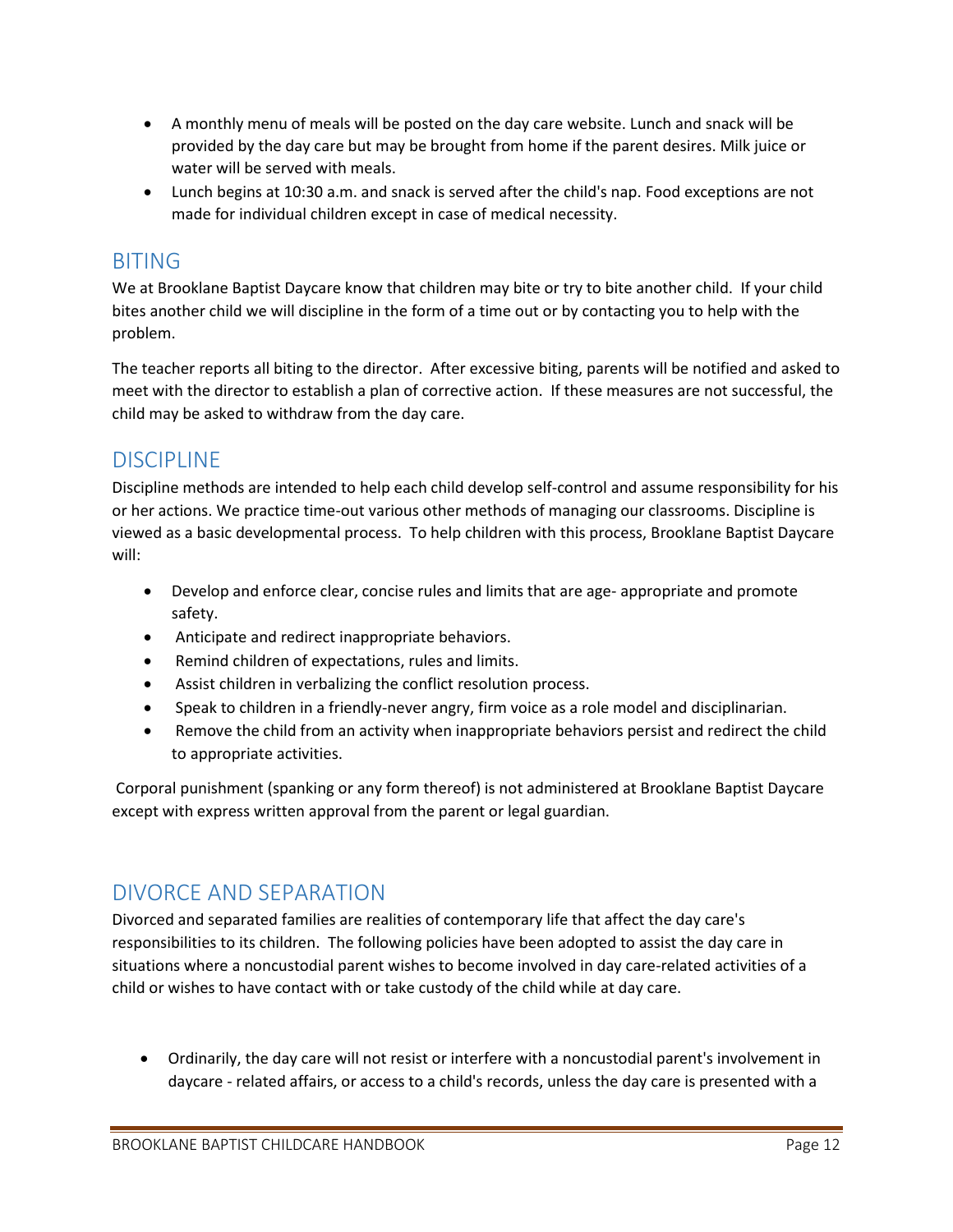- A monthly menu of meals will be posted on the day care website. Lunch and snack will be provided by the day care but may be brought from home if the parent desires. Milk juice or water will be served with meals.
- Lunch begins at 10:30 a.m. and snack is served after the child's nap. Food exceptions are not made for individual children except in case of medical necessity.

## BITING

We at Brooklane Baptist Daycare know that children may bite or try to bite another child. If your child bites another child we will discipline in the form of a time out or by contacting you to help with the problem.

The teacher reports all biting to the director. After excessive biting, parents will be notified and asked to meet with the director to establish a plan of corrective action. If these measures are not successful, the child may be asked to withdraw from the day care.

## DISCIPLINE

Discipline methods are intended to help each child develop self-control and assume responsibility for his or her actions. We practice time-out various other methods of managing our classrooms. Discipline is viewed as a basic developmental process. To help children with this process, Brooklane Baptist Daycare will:

- Develop and enforce clear, concise rules and limits that are age- appropriate and promote safety.
- Anticipate and redirect inappropriate behaviors.
- Remind children of expectations, rules and limits.
- Assist children in verbalizing the conflict resolution process.
- Speak to children in a friendly-never angry, firm voice as a role model and disciplinarian.
- Remove the child from an activity when inappropriate behaviors persist and redirect the child to appropriate activities.

Corporal punishment (spanking or any form thereof) is not administered at Brooklane Baptist Daycare except with express written approval from the parent or legal guardian.

## DIVORCE AND SEPARATION

Divorced and separated families are realities of contemporary life that affect the day care's responsibilities to its children. The following policies have been adopted to assist the day care in situations where a noncustodial parent wishes to become involved in day care-related activities of a child or wishes to have contact with or take custody of the child while at day care.

- Ordinarily, the day care will not resist or interfere with a noncustodial parent's involvement in daycare - related affairs, or access to a child's records, unless the day care is presented with a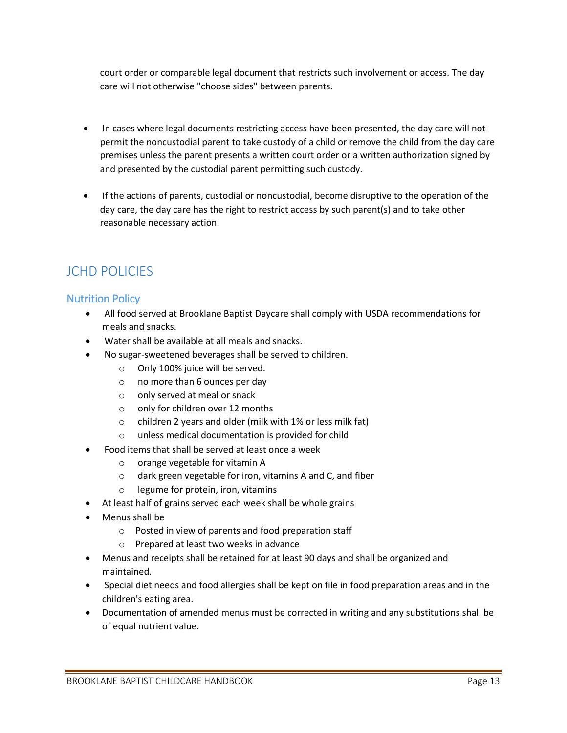court order or comparable legal document that restricts such involvement or access. The day care will not otherwise "choose sides" between parents.

- In cases where legal documents restricting access have been presented, the day care will not permit the noncustodial parent to take custody of a child or remove the child from the day care premises unless the parent presents a written court order or a written authorization signed by and presented by the custodial parent permitting such custody.

- If the actions of parents, custodial or noncustodial, become disruptive to the operation of the day care, the day care has the right to restrict access by such parent(s) and to take other reasonable necessary action.

# JCHD POLICIES

## Nutrition Policy

- All food served at Brooklane Baptist Daycare shall comply with USDA recommendations for meals and snacks.
- Water shall be available at all meals and snacks.
- No sugar-sweetened beverages shall be served to children.
  - Only 100% juice will be served.
  - no more than 6 ounces per day
  - only served at meal or snack
  - only for children over 12 months
  - children 2 years and older (milk with 1% or less milk fat)
  - unless medical documentation is provided for child
- Food items that shall be served at least once a week
  - orange vegetable for vitamin A
  - dark green vegetable for iron, vitamins A and C, and fiber
  - legume for protein, iron, vitamins
- At least half of grains served each week shall be whole grains
- Menus shall be
  - Posted in view of parents and food preparation staff
  - Prepared at least two weeks in advance
- Menus and receipts shall be retained for at least 90 days and shall be organized and maintained.
- Special diet needs and food allergies shall be kept on file in food preparation areas and in the children's eating area.
- Documentation of amended menus must be corrected in writing and any substitutions shall be of equal nutrient value.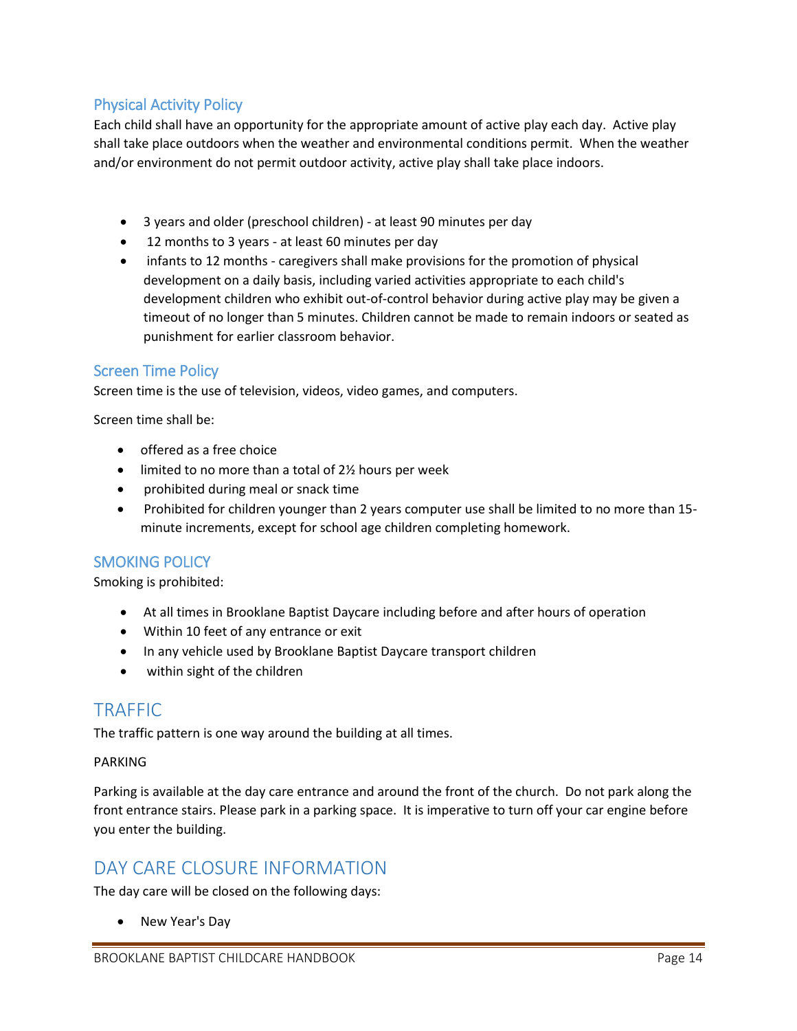## Physical Activity Policy

Each child shall have an opportunity for the appropriate amount of active play each day. Active play shall take place outdoors when the weather and environmental conditions permit. When the weather and/or environment do not permit outdoor activity, active play shall take place indoors.

- 3 years and older (preschool children) - at least 90 minutes per day
- 12 months to 3 years - at least 60 minutes per day
- infants to 12 months - caregivers shall make provisions for the promotion of physical development on a daily basis, including varied activities appropriate to each child's development children who exhibit out-of-control behavior during active play may be given a timeout of no longer than 5 minutes. Children cannot be made to remain indoors or seated as punishment for earlier classroom behavior.

## Screen Time Policy

Screen time is the use of television, videos, video games, and computers.

Screen time shall be:

- offered as a free choice
- limited to no more than a total of 2½ hours per week
- prohibited during meal or snack time
- Prohibited for children younger than 2 years computer use shall be limited to no more than 15-minute increments, except for school age children completing homework.

## SMOKING POLICY

Smoking is prohibited:

- At all times in Brooklane Baptist Daycare including before and after hours of operation
- Within 10 feet of any entrance or exit
- In any vehicle used by Brooklane Baptist Daycare transport children
- within sight of the children

# TRAFFIC

The traffic pattern is one way around the building at all times.

PARKING

Parking is available at the day care entrance and around the front of the church. Do not park along the front entrance stairs. Please park in a parking space. It is imperative to turn off your car engine before you enter the building.

# DAY CARE CLOSURE INFORMATION

The day care will be closed on the following days:

- New Year's Day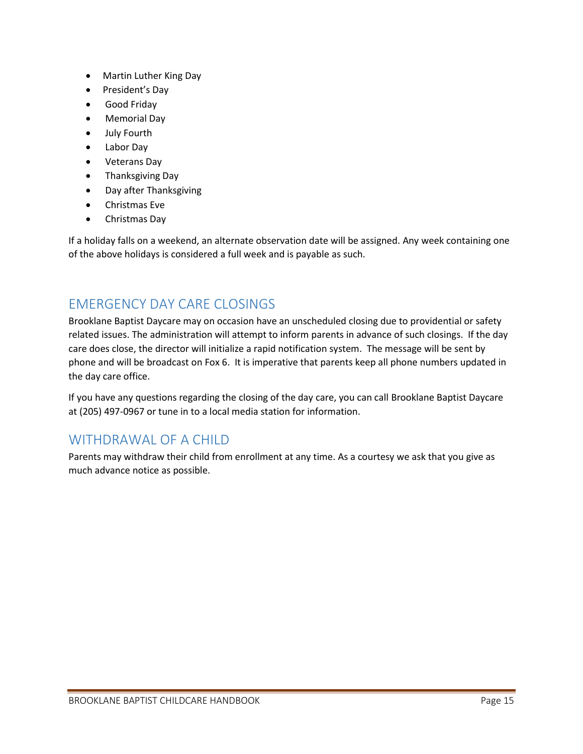- Martin Luther King Day
- President's Day
- Good Friday
- Memorial Day
- July Fourth
- Labor Day
- Veterans Day
- Thanksgiving Day
- Day after Thanksgiving
- Christmas Eve
- Christmas Day

If a holiday falls on a weekend, an alternate observation date will be assigned. Any week containing one of the above holidays is considered a full week and is payable as such.

## EMERGENCY DAY CARE CLOSINGS

Brooklane Baptist Daycare may on occasion have an unscheduled closing due to providential or safety related issues. The administration will attempt to inform parents in advance of such closings. If the day care does close, the director will initialize a rapid notification system. The message will be sent by phone and will be broadcast on Fox 6. It is imperative that parents keep all phone numbers updated in the day care office.

If you have any questions regarding the closing of the day care, you can call Brooklane Baptist Daycare at (205) 497-0967 or tune in to a local media station for information.

## WITHDRAWAL OF A CHILD

Parents may withdraw their child from enrollment at any time. As a courtesy we ask that you give as much advance notice as possible.